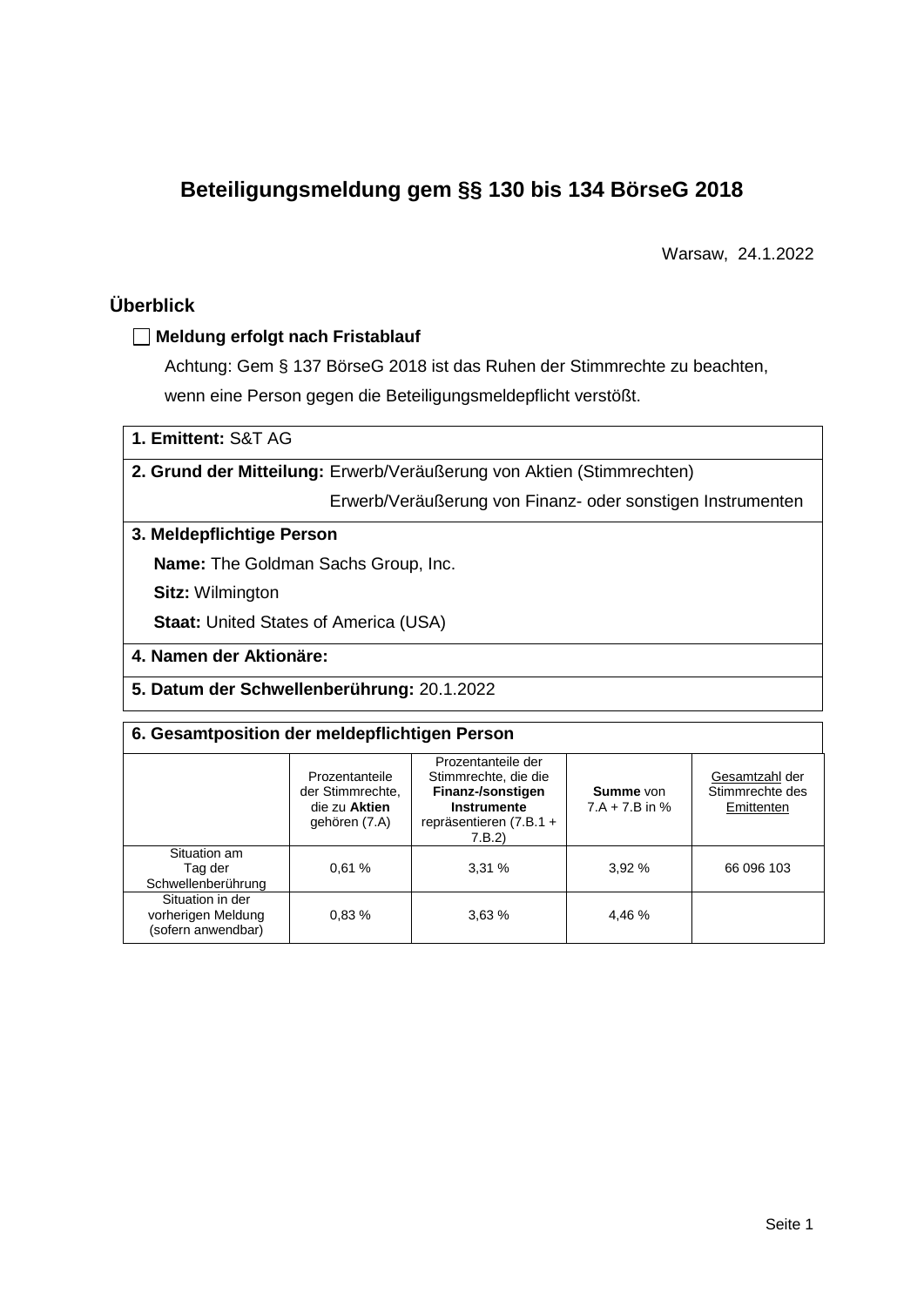# Beteiligungsmeldung gem §§ 130 bis 134 BörseG 2018

Warsaw, 24.1.2022

## Überblick

☐ **Meldung erfolgt nach Fristablauf**

Achtung: Gem § 137 BörseG 2018 ist das Ruhen der Stimmrechte zu beachten, wenn eine Person gegen die Beteiligungsmeldepflicht verstößt.

**1. Emittent:** S&T AG

**2. Grund der Mitteilung:** Erwerb/Veräußerung von Aktien (Stimmrechten)
Erwerb/Veräußerung von Finanz- oder sonstigen Instrumenten

**3. Meldepflichtige Person**

**Name:** The Goldman Sachs Group, Inc.

**Sitz:** Wilmington

**Staat:** United States of America (USA)

**4. Namen der Aktionäre:**

**5. Datum der Schwellenberührung:** 20.1.2022

**6. Gesamtposition der meldepflichtigen Person**

| | Prozentanteile der Stimmrechte, die zu **Aktien** gehören (7.A) | Prozentanteile der Stimmrechte, die die **Finanz-/sonstigen Instrumente** repräsentieren (7.B.1 + 7.B.2) | **Summe** von 7.A + 7.B in % | Gesamtzahl der Stimmrechte des Emittenten |
|---|---|---|---|---|
| Situation am Tag der Schwellenberührung | 0,61 % | 3,31 % | 3,92 % | 66 096 103 |
| Situation in der vorherigen Meldung (sofern anwendbar) | 0,83 % | 3,63 % | 4,46 % | |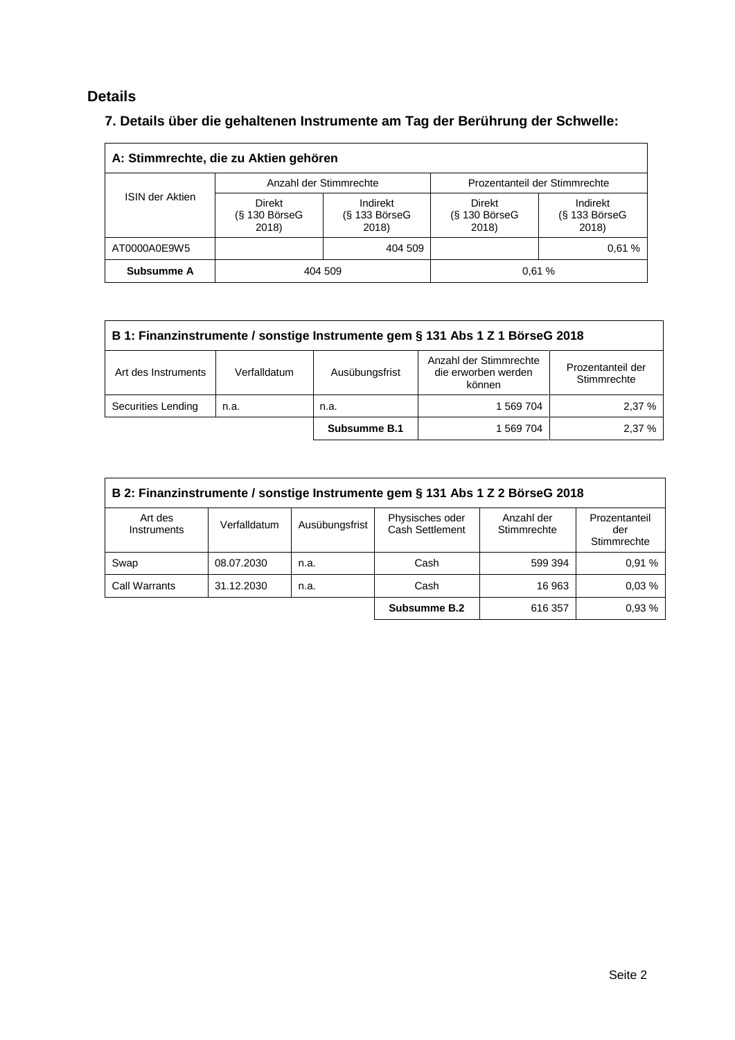## Details

### 7. Details über die gehaltenen Instrumente am Tag der Berührung der Schwelle:

| A: Stimmrechte, die zu Aktien gehören | | | | |
|---|---|---|---|---|
| ISIN der Aktien | Anzahl der Stimmrechte | | Prozentanteil der Stimmrechte | |
| | Direkt (§ 130 BörseG 2018) | Indirekt (§ 133 BörseG 2018) | Direkt (§ 130 BörseG 2018) | Indirekt (§ 133 BörseG 2018) |
| AT0000A0E9W5 | | 404 509 | | 0,61 % |
| **Subsumme A** | 404 509 | | 0,61 % | |

| B 1: Finanzinstrumente / sonstige Instrumente gem § 131 Abs 1 Z 1 BörseG 2018 | | | | |
|---|---|---|---|---|
| Art des Instruments | Verfalldatum | Ausübungsfrist | Anzahl der Stimmrechte die erworben werden können | Prozentanteil der Stimmrechte |
| Securities Lending | n.a. | n.a. | 1 569 704 | 2,37 % |
| | | **Subsumme B.1** | 1 569 704 | 2,37 % |

| B 2: Finanzinstrumente / sonstige Instrumente gem § 131 Abs 1 Z 2 BörseG 2018 | | | | | |
|---|---|---|---|---|---|
| Art des Instruments | Verfalldatum | Ausübungsfrist | Physisches oder Cash Settlement | Anzahl der Stimmrechte | Prozentanteil der Stimmrechte |
| Swap | 08.07.2030 | n.a. | Cash | 599 394 | 0,91 % |
| Call Warrants | 31.12.2030 | n.a. | Cash | 16 963 | 0,03 % |
| | | | **Subsumme B.2** | 616 357 | 0,93 % |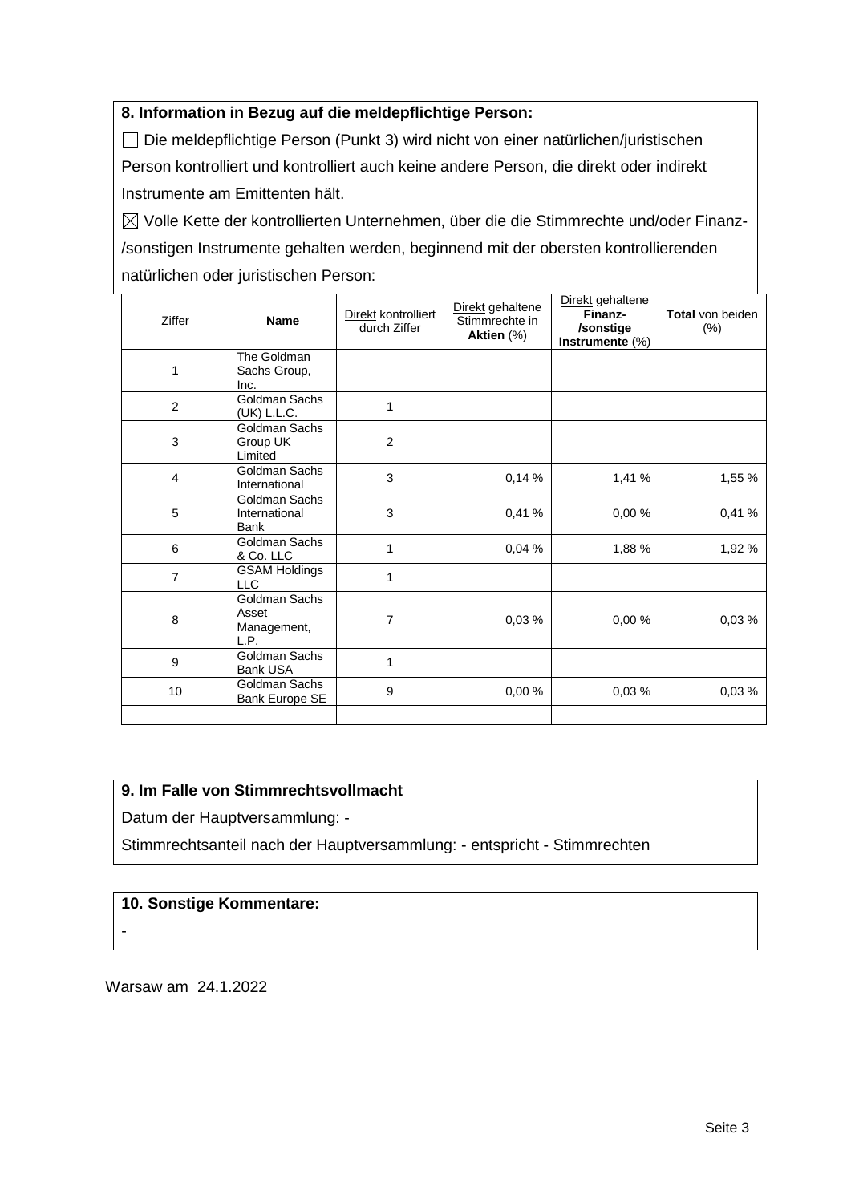**8. Information in Bezug auf die meldepflichtige Person:**

☐ Die meldepflichtige Person (Punkt 3) wird nicht von einer natürlichen/juristischen Person kontrolliert und kontrolliert auch keine andere Person, die direkt oder indirekt Instrumente am Emittenten hält.

☒ Volle Kette der kontrollierten Unternehmen, über die die Stimmrechte und/oder Finanz-/sonstigen Instrumente gehalten werden, beginnend mit der obersten kontrollierenden natürlichen oder juristischen Person:

| Ziffer | **Name** | Direkt kontrolliert durch Ziffer | Direkt gehaltene Stimmrechte in **Aktien** (%) | Direkt gehaltene **Finanz-/sonstige Instrumente** (%) | **Total** von beiden (%) |
|---|---|---|---|---|---|
| 1 | The Goldman Sachs Group, Inc. | | | | |
| 2 | Goldman Sachs (UK) L.L.C. | 1 | | | |
| 3 | Goldman Sachs Group UK Limited | 2 | | | |
| 4 | Goldman Sachs International | 3 | 0,14 % | 1,41 % | 1,55 % |
| 5 | Goldman Sachs International Bank | 3 | 0,41 % | 0,00 % | 0,41 % |
| 6 | Goldman Sachs & Co. LLC | 1 | 0,04 % | 1,88 % | 1,92 % |
| 7 | GSAM Holdings LLC | 1 | | | |
| 8 | Goldman Sachs Asset Management, L.P. | 7 | 0,03 % | 0,00 % | 0,03 % |
| 9 | Goldman Sachs Bank USA | 1 | | | |
| 10 | Goldman Sachs Bank Europe SE | 9 | 0,00 % | 0,03 % | 0,03 % |
| | | | | | |

**9. Im Falle von Stimmrechtsvollmacht**

Datum der Hauptversammlung: -

Stimmrechtsanteil nach der Hauptversammlung: - entspricht - Stimmrechten

**10. Sonstige Kommentare:**

-

Warsaw am 24.1.2022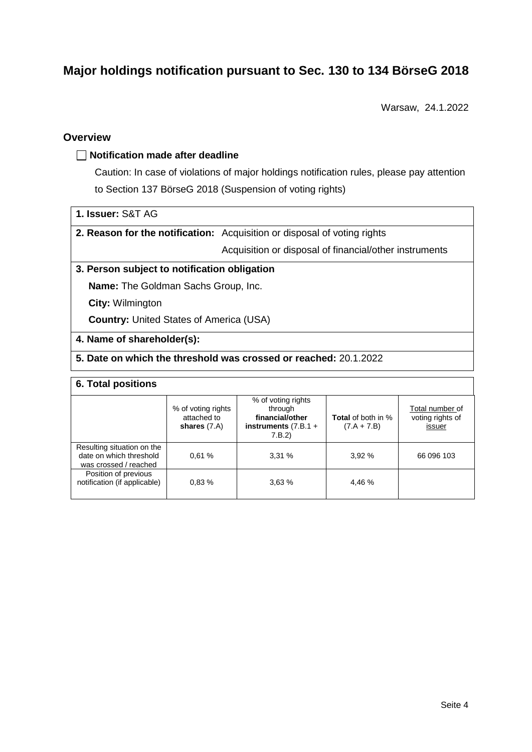# Major holdings notification pursuant to Sec. 130 to 134 BörseG 2018

Warsaw, 24.1.2022

## Overview

☐ **Notification made after deadline**

Caution: In case of violations of major holdings notification rules, please pay attention to Section 137 BörseG 2018 (Suspension of voting rights)

**1. Issuer:** S&T AG

**2. Reason for the notification:** Acquisition or disposal of voting rights

Acquisition or disposal of financial/other instruments

**3. Person subject to notification obligation**

**Name:** The Goldman Sachs Group, Inc.

**City:** Wilmington

**Country:** United States of America (USA)

**4. Name of shareholder(s):**

**5. Date on which the threshold was crossed or reached:** 20.1.2022

**6. Total positions**

| | % of voting rights attached to **shares** (7.A) | % of voting rights through **financial/other instruments** (7.B.1 + 7.B.2) | **Total** of both in % (7.A + 7.B) | Total number of voting rights of issuer |
|---|---|---|---|---|
| Resulting situation on the date on which threshold was crossed / reached | 0,61 % | 3,31 % | 3,92 % | 66 096 103 |
| Position of previous notification (if applicable) | 0,83 % | 3,63 % | 4,46 % | |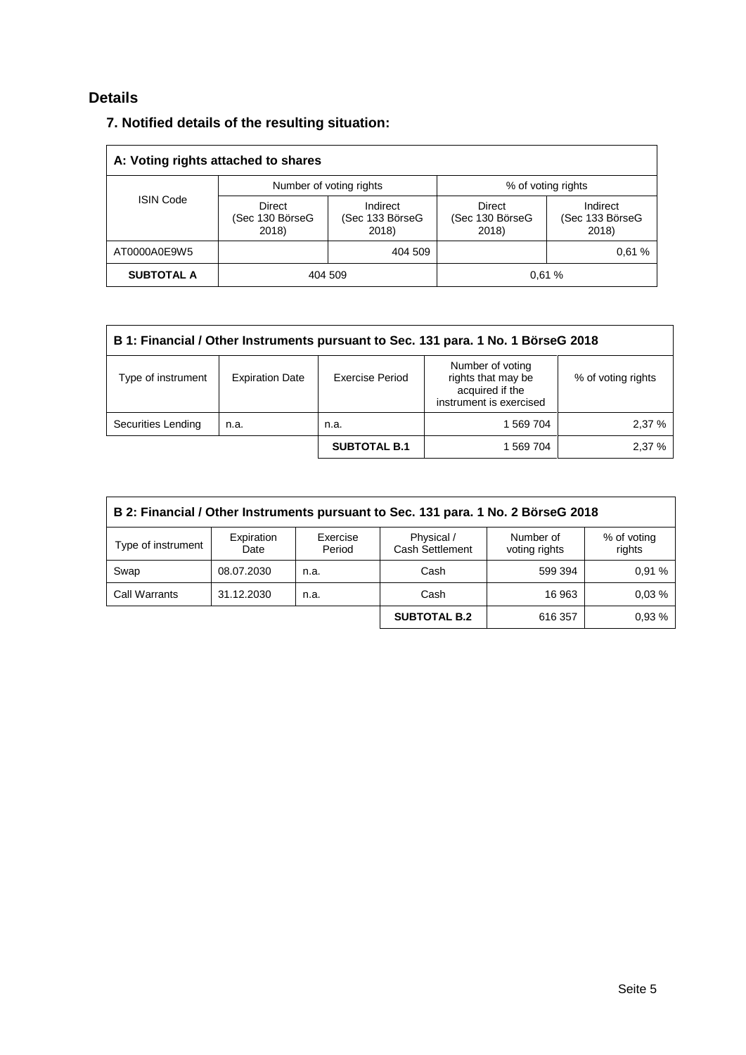## Details

### 7. Notified details of the resulting situation:

| A: Voting rights attached to shares | | | | |
|---|---|---|---|---|
| ISIN Code | Number of voting rights | | % of voting rights | |
| | Direct (Sec 130 BörseG 2018) | Indirect (Sec 133 BörseG 2018) | Direct (Sec 130 BörseG 2018) | Indirect (Sec 133 BörseG 2018) |
| AT0000A0E9W5 | | 404 509 | | 0,61 % |
| **SUBTOTAL A** | 404 509 | | 0,61 % | |

| B 1: Financial / Other Instruments pursuant to Sec. 131 para. 1 No. 1 BörseG 2018 | | | | |
|---|---|---|---|---|
| Type of instrument | Expiration Date | Exercise Period | Number of voting rights that may be acquired if the instrument is exercised | % of voting rights |
| Securities Lending | n.a. | n.a. | 1 569 704 | 2,37 % |
| | | **SUBTOTAL B.1** | 1 569 704 | 2,37 % |

| B 2: Financial / Other Instruments pursuant to Sec. 131 para. 1 No. 2 BörseG 2018 | | | | | |
|---|---|---|---|---|---|
| Type of instrument | Expiration Date | Exercise Period | Physical / Cash Settlement | Number of voting rights | % of voting rights |
| Swap | 08.07.2030 | n.a. | Cash | 599 394 | 0,91 % |
| Call Warrants | 31.12.2030 | n.a. | Cash | 16 963 | 0,03 % |
| | | | **SUBTOTAL B.2** | 616 357 | 0,93 % |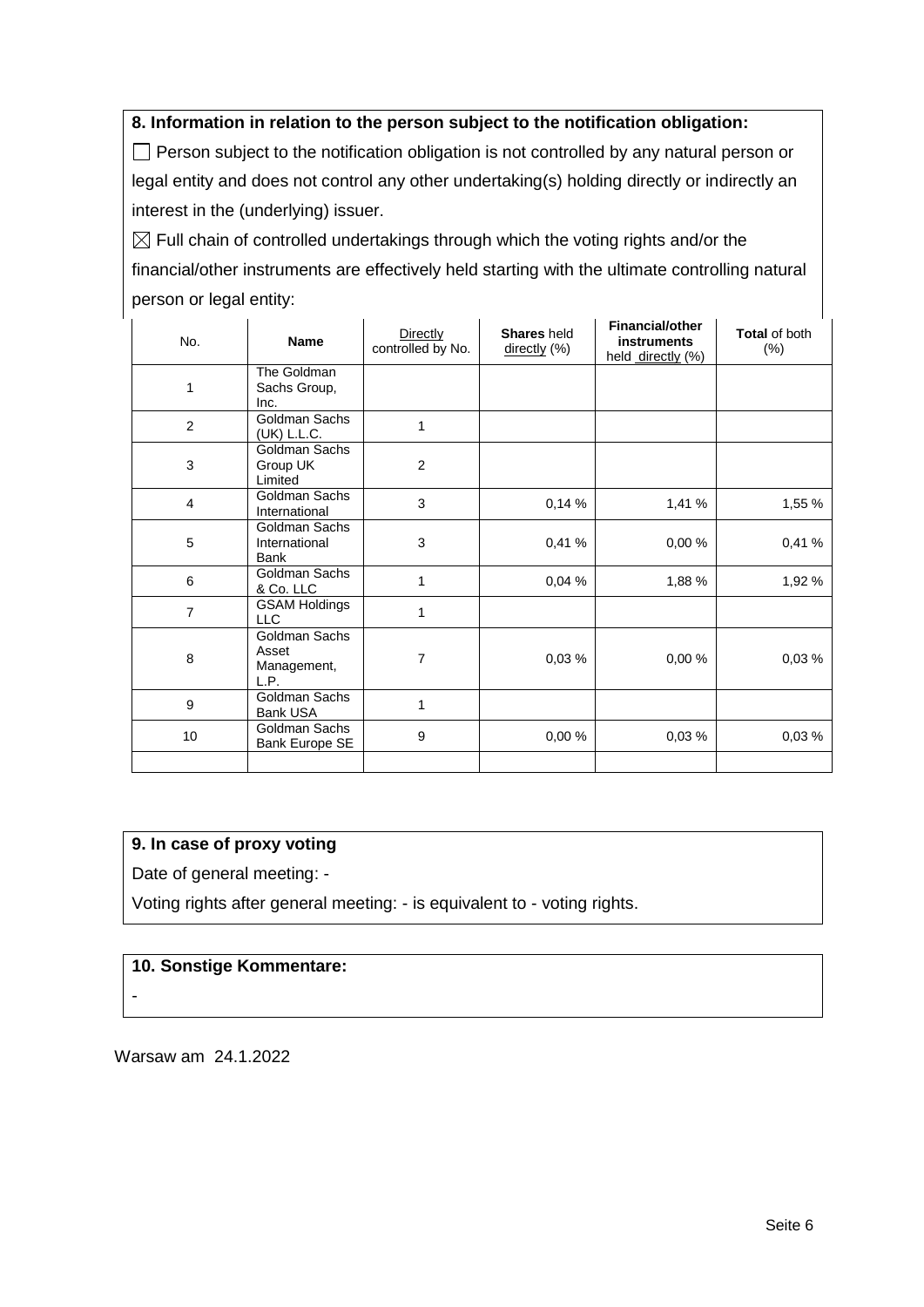**8. Information in relation to the person subject to the notification obligation:**

☐ Person subject to the notification obligation is not controlled by any natural person or legal entity and does not control any other undertaking(s) holding directly or indirectly an interest in the (underlying) issuer.

☒ Full chain of controlled undertakings through which the voting rights and/or the financial/other instruments are effectively held starting with the ultimate controlling natural person or legal entity:

| No. | Name | Directly controlled by No. | **Shares** held directly (%) | **Financial/other instruments** held directly (%) | **Total** of both (%) |
|---|---|---|---|---|---|
| 1 | The Goldman Sachs Group, Inc. | | | | |
| 2 | Goldman Sachs (UK) L.L.C. | 1 | | | |
| 3 | Goldman Sachs Group UK Limited | 2 | | | |
| 4 | Goldman Sachs International | 3 | 0,14 % | 1,41 % | 1,55 % |
| 5 | Goldman Sachs International Bank | 3 | 0,41 % | 0,00 % | 0,41 % |
| 6 | Goldman Sachs & Co. LLC | 1 | 0,04 % | 1,88 % | 1,92 % |
| 7 | GSAM Holdings LLC | 1 | | | |
| 8 | Goldman Sachs Asset Management, L.P. | 7 | 0,03 % | 0,00 % | 0,03 % |
| 9 | Goldman Sachs Bank USA | 1 | | | |
| 10 | Goldman Sachs Bank Europe SE | 9 | 0,00 % | 0,03 % | 0,03 % |
| | | | | | |

**9. In case of proxy voting**

Date of general meeting: -

Voting rights after general meeting: - is equivalent to - voting rights.

**10. Sonstige Kommentare:**

-

Warsaw am 24.1.2022